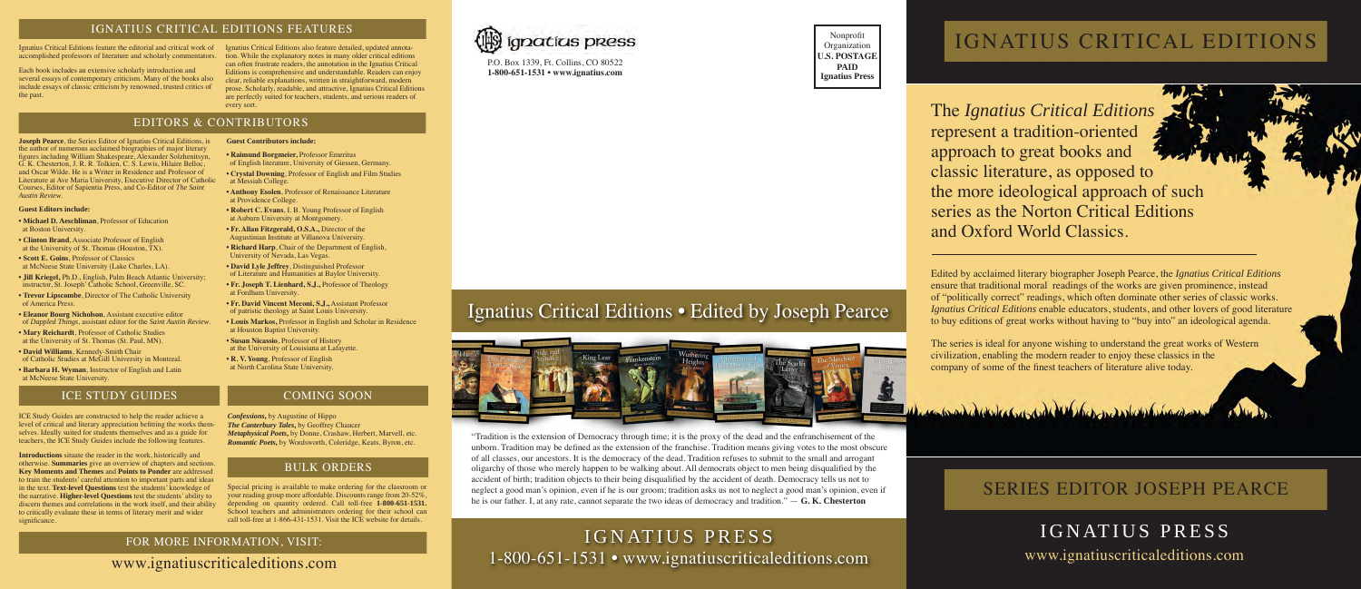## IGNATIUS CRITICAL EDITIONS FEATURES

Ignatius Critical Editions feature the editorial and critical work of accomplished professors of literature and scholarly commentators.

Each book includes an extensive scholarly introduction and several essays of contemporary criticism. Many of the books also include essays of classic criticism by renowned, trusted critics of the past.

Ignatius Critical Editions also feature detailed, updated annotation. While the explanatory notes in many older critical editions can often frustrate readers, the annotation in the Ignatius Critical Editions is comprehensive and understandable. Readers can enjoy clear, reliable explanations, written in straightforward, modern prose. Scholarly, readable, and attractive, Ignatius Critical Editions are perfectly suited for teachers, students, and serious readers of every sort.

## EDITORS & CONTRIBUTORS

**Joseph Pearce**, the Series Editor of Ignatius Critical Editions, is the author of numerous acclaimed biographies of major literary figures including William Shakespeare, Alexander Solzhenitsyn, G. K. Chesterton, J. R. R. Tolkien, C. S. Lewis, Hilaire Belloc, and Oscar Wilde. He is a Writer in Residence and Professor of Literature at Ave Maria University, Executive Director of Catholic Courses, Editor of Sapientia Press, and Co-Editor of *The Saint Austin Review*.

**Guest Editors include:**

- **Michael D. Aeschliman**, Professor of Education at Boston University.
- **Clinton Brand**, Associate Professor of English at the University of St. Thomas (Houston, TX).
- **Scott E. Goins**, Professor of Classics at McNeese State University (Lake Charles, LA).
- **Jill Kriegel**, Ph.D., English, Palm Beach Atlantic University; instructor, St. Joseph' Catholic School, Greenville, SC.
- **Trevor Lipscombe**, Director of The Catholic University of America Press.
- **Eleanor Bourg Nicholson**, Assistant executive editor of *Dappled Things*, assistant editor for the *Saint Austin Review*.
- **Mary Reichardt**, Professor of Catholic Studies at the University of St. Thomas (St. Paul, MN).
- **David Williams**, Kennedy-Smith Chair of Catholic Studies at McGill University in Montreal.
- **Barbara H. Wyman**, Instructor of English and Latin at McNeese State University.

**Guest Contributors include:**

- **Raimund Borgmeier,** Professor Emeritus of English literature, University of Giessen, Germany.
- **Crystal Downing**, Professor of English and Film Studies at Messiah College.
- **Anthony Esolen**, Professor of Renaissance Literature at Providence College.
- **Robert C. Evans**, I. B. Young Professor of English at Auburn University at Montgomery.
- **Fr. Allan Fitzgerald, O.S.A.,** Director of the Augustinian Institute at Villanova University.
- **Richard Harp**, Chair of the Department of English, University of Nevada, Las Vegas.
- **David Lyle Jeffrey**, Distinguished Professor of Literature and Humanities at Baylor University.
- **Fr. Joseph T. Lienhard, S.J.,** Professor of Theology at Fordham University.
- **Fr. David Vincent Meconi, S.J.,** Assistant Professor of patristic theology at Saint Louis University.
- **Louis Markos,** Professor in English and Scholar in Residence at Houston Baptist University.
- **Susan Nicassio**, Professor of History at the University of Louisiana at Lafayette.
- **R. V. Young**, Professor of English at North Carolina State University.

## ICE STUDY GUIDES

ICE Study Guides are constructed to help the reader achieve a level of critical and literary appreciation befitting the works themselves. Ideally suited for students themselves and as a guide for teachers, the ICE Study Guides include the following features.

**Introductions** situate the reader in the work, historically and otherwise. **Summaries** give an overview of chapters and sections. **Key Moments and Themes** and **Points to Ponder** are addressed to train the students' careful attention to important parts and ideas in the text. **Text-level Questions** test the students' knowledge of the narrative. **Higher-level Questions** test the students' ability to discern themes and correlations in the work itself, and their ability to critically evaluate these in terms of literary merit and wider significance.

## COMING SOON

*Confessions,* by Augustine of Hippo
*The Canterbury Tales,* by Geoffrey Chaucer
*Metaphysical Poets,* by Donne, Crashaw, Herbert, Marvell, etc.
*Romantic Poets,* by Wordsworth, Coleridge, Keats, Byron, etc.

## BULK ORDERS

Special pricing is available to make ordering for the classroom or your reading group more affordable. Discounts range from 20-52%, depending on quantity ordered. Call toll-free **1-800-651-1531.** School teachers and administrators ordering for their school can call toll-free at 1-866-431-1531. Visit the ICE website for details.

## FOR MORE INFORMATION, VISIT:

www.ignatiuscriticaleditions.com

ignatius press

P.O. Box 1339, Ft. Collins, CO 80522
**1-800-651-1531 • www.ignatius.com**

Nonprofit Organization
**U.S. POSTAGE PAID**
**Ignatius Press**

# Ignatius Critical Editions • Edited by Joseph Pearce

"Tradition is the extension of Democracy through time; it is the proxy of the dead and the enfranchisement of the unborn. Tradition may be defined as the extension of the franchise. Tradition means giving votes to the most obscure of all classes, our ancestors. It is the democracy of the dead. Tradition refuses to submit to the small and arrogant oligarchy of those who merely happen to be walking about. All democrats object to men being disqualified by the accident of birth; tradition objects to their being disqualified by the accident of death. Democracy tells us not to neglect a good man's opinion, even if he is our groom; tradition asks us not to neglect a good man's opinion, even if he is our father. I, at any rate, cannot separate the two ideas of democracy and tradition." — **G. K. Chesterton**

## IGNATIUS PRESS

1-800-651-1531 • www.ignatiuscriticaleditions.com

# IGNATIUS CRITICAL EDITIONS

The *Ignatius Critical Editions* represent a tradition-oriented approach to great books and classic literature, as opposed to the more ideological approach of such series as the Norton Critical Editions and Oxford World Classics.

Edited by acclaimed literary biographer Joseph Pearce, the *Ignatius Critical Editions* ensure that traditional moral readings of the works are given prominence, instead of "politically correct" readings, which often dominate other series of classic works. *Ignatius Critical Editions* enable educators, students, and other lovers of good literature to buy editions of great works without having to "buy into" an ideological agenda.

The series is ideal for anyone wishing to understand the great works of Western civilization, enabling the modern reader to enjoy these classics in the company of some of the finest teachers of literature alive today.

## SERIES EDITOR JOSEPH PEARCE

## IGNATIUS PRESS

www.ignatiuscriticaleditions.com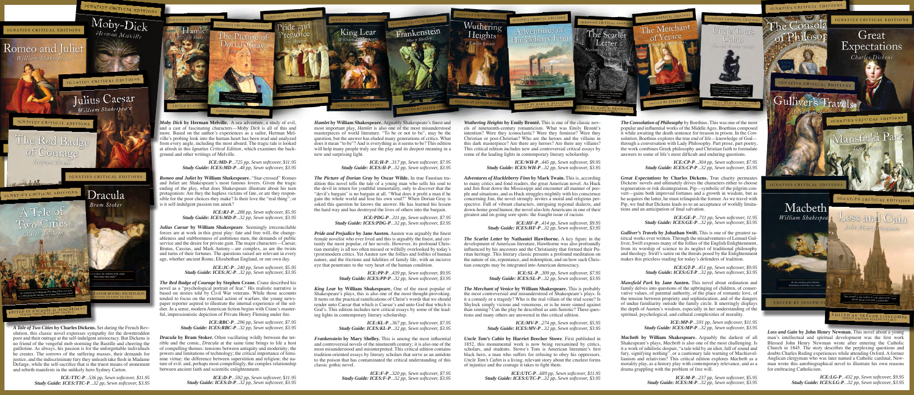***Moby Dick* by Herman Melville.** A sea adventure, a study of evil, and a cast of fascinating characters—*Moby Dick* is all of this and more. Based on the author's experiences as a sailor, Herman Melville's probing look into the human heart has been read and analyzed from every angle, including the most absurd. The tragic tale is looked at afresh in this *Ignatius Critical Edition*, which examines the background and other writings of Melville.

*ICE:MD-P...725 pp, Sewn softcover, $11.95*
*Study Guide: ICES:MD-P...48 pp, Sewn softcover, $3.95*

***Romeo and Juliet* by William Shakespeare.** "Star-crossed" Romeo and Juliet are Shakespeare's most famous lovers. Given the tragic ending of the play, what does Shakespeare illustrate about his teen protagonists: Are they the hapless victims of fate, or are they responsible for the poor choices they make? Is their love the "real thing", or is it self-indulgent passion run amok?

*ICE:RJ-P...288 pp, Sewn softcover, $5.95*
*Study Guide: ICES:MD-P...32 pp, Sewn softcover, $3.95*

***Julius Caesar* by William Shakespeare**. Seemingly irreconcilable forces are at work in this great play: fate and free will, the changeableness and stubbornness of ambitious men, the demands of public service and the desire for private gain. The major characters—Caesar, Brutus, Cassius, and Mark Antony—are complex, as are the twists and turns of their fortunes. The questions raised are relevant in every age, whether ancient Rome, Elizabethan England, or our own day.

*ICE:JC-P...240 pp, Sewn softcover, $5.95*
*Study Guide: ICES:JC-P...32 pp, Sewn softcover, $3.95*

***The Red Badge of Courage* by Stephen Crane.** Crane described his novel as a "psychological portrait of fear." His realistic narrative is based on stories told by Civil War veterans. While those accounts tended to focus on the external action of warfare, the young newspaper reporter aspired to illustrate the internal experience of the soldier. In a sense, modern American fiction begins with Crane's masterful, impressionistic depiction of Private Henry Fleming under fire.

*ICE:RBC-P...296 pp, Sewn softcover, $7.95*
*Study Guide: ICES:RBC-P...32 pp, Sewn softcover, $3.95*

***A Tale of Two Cities* by Charles Dickens.** Set during the French Revolution, this classic novel expresses sympathy for the downtrodden poor and their outrage at the self-indulgent aristocracy. But Dickens is no friend of the vengeful mob storming the Bastille and cheering the guillotine. As always, his passion is for the unforgettable individuals he creates. The sorrows of the suffering masses, their demands for justice, and the indiscriminate fury they unleash take flesh in Madame Defarge, while the self-sacrifice that is the truest means of atonement and rebirth manifests in the unlikely hero Sydney Carton.

*ICE:TTC-P...536 pp, Sewn softcover, $11.95*
*Study Guide: ICES:TTC-P...32 pp, Sewn softcover, $3.95*

***Hamlet* by William Shakespeare.** Arguably Shakespeare's finest and most important play, *Hamlet* is also one of the most misunderstood masterpieces of world literature. "To be or not to be", may be the question, but the answer has eluded many generations of critics. What does it mean "to be"? And is everything as it seems to be? This edition will help many people truly see the play and its deepest meaning in a new and surprising light.

*ICE:H-P...317 pp, Sewn softcover, $7.95*
*Study Guide: ICES:H-P...32 pp, Sewn softcover, $3.95*

***The Picture of Dorian Gray* by Oscar Wilde.** In true Faustian tradition this novel tells the tale of a young man who sells his soul to the devil in return for youthful immortality, only to discover that the "devil's bargain" is no bargain at all. "What does it profit a man if he gain the whole world and lose his own soul?" When Dorian Gray is asked this question he knows the answer. He has learned his lesson the hard way and has destroyed the lives of others into the bargain.

*ICE:PDG-P...311 pp, Sewn softcover, $7.95*
*Study Guide: ICES:PDG-P...32 pp, Sewn softcover, $3.95*

***Pride and Prejudice* by Jane Austen.** Austen was arguably the finest female novelist who ever lived and this is arguably the finest, and certainly the most popular, of her novels. However, its profound Christian morality is all too often missed or wilfully overlooked by today's (post)modern critics. Yet Austen saw the follies and foibles of human nature, and the frictions and fidelities of family life, with an incisive eye that penetrates to the very heart of the human condition.

*ICE:PP-P...439 pp, Sewn softcover, $9.95*
*Study Guide: ICES:PP-P...32 pp, Sewn softcover, $3.95*

***King Lear* by William Shakespeare.** One of the most popular of Shakespeare's plays, this is also one of the most thought-provoking. It turns on the practical ramifications of Christ's words that we should render unto Caesar that which is Caesar's and unto God that which is God's. This edition includes new critical essays by some of the leading lights in contemporary literary scholarship.

*ICE:KL-P...367 pp, Sewn softcover, $7.95*
*Study Guide: ICES:KL-P...32 pp, Sewn softcover, $3.95*

***Frankenstein* by Mary Shelley.** This is among the most influential and controversial novels of the nineteenth century; it is also one of the most misunderstood and misinterpreted. This critical edition contains tradition-oriented essays by literary scholars that serve as an antidote to the poison that has contaminated the critical understanding of this classic gothic novel.

*ICE:F-P...320 pp, Sewn softcover, $7.95*
*Study Guide: ICES:F-P...32 pp, Sewn softcover, $3.95*

***Dracula* by Bram Stoker.** Often vacillating wildly between the terrible and the comic, *Dracula* at the same time brings to life a host of compelling themes: tensions between antiquity and modernity; the powers and limitations of technology; the critical importance of feminine virtue; the difference between superstition and religion; the nature of evil; and, perhaps most compellingly, the complex relationship between ancient faith and scientific enlightenment.

*ICE:D-P...592 pp, Sewn softcover, $11.95*
*Study Guide: ICES:D-P...32 pp, Sewn softcover, $3.95*

***Wuthering Heights* by Emily Brontë.** This is one of the classic novels of nineteenth-century romanticism. What was Emily Brontë's intention? Were they iconoclastic? Were they feminist? Were the Christian or post-Christian? Who are the heroes and the villains in this dark masterpiece? Are there any heroes? Are there any villains? This critical edition includes new and controversial critical essays by some of the leading lights in contemporary literary scholarship.

*ICE:WH-P...445 pp, Sewn softcover, $9.95*
*Study Guide: ICES:WH-P...32 pp, Sewn softcover, $3.95*

***Adventures of Huckleberry Finn* by Mark Twain.** This is, according to many critics and fond readers, the great American novel. As Huck and Jim float down the Mississippi and encounter all manner of people and situations, and as Huck struggles mightily with his conscience concerning Jim, the novel strongly invites a moral and religious perspective. Full of vibrant characters, intriguing regional dialects, and down-home good humor, the novel also hits Americans in one of their greatest and on-going sore spots: the fraught issue of racism.

*ICE:HF-P...414 pp, Sewn softcover, $9.95*
*Study Guide: ICES:HF-P...32 pp, Sewn softcover, $3.95*

***The Scarlet Letter* by Nathaniel Hawthorne.** A key figure in the development of American literature, Hawthorne was also profoundly influenced by his ancestors and the Christianity that formed their Puritan heritage. This literary classic presents a profound meditation on the nature of sin, repentance, and redemption, and on how such Christian concepts may be integrated into American democracy.

*ICE:SL-P...309 pp, Sewn softcover, $7.95*
*Study Guide: ICES:SL-P...32 pp, Sewn softcover, $3.95*

***The Merchant of Venice* by William Shakespeare.** This is probably the most controversial *and* misunderstood of Shakespeare's plays. Is it a comedy or a tragedy? Who is the real villain of the trial scene? Is Shylock simply vicious and venomous, or is he more sinned against than sinning? Can the play be described as anti-Semitic? These questions and many others are answered in this critical edition.

*ICE:MV-P...274 pp, Sewn softcover, $5.95*
*Study Guide: ICES:MV-P...32 pp, Sewn softcover, $3.95*

***Uncle Tom's Cabin* by Harriet Beecher Stowe**. First published in 1852, this monumental work is now being reexamined by critics, scholars, and students. Stowe's Tom is American literature's first black hero, a man who suffers for refusing to obey his oppressors. *Uncle Tom's Cabin* is a living, relevant story about the cruelest forms of injustice and the courage it takes to fight them.

*ICE:UTC-P...689 pp, Sewn softcover, $11.95*
*Study Guide: ICES:UTC-P...32 pp, Sewn softcover, $3.95*

***The Consolation of Philosophy* by Boethius.** This was one of the most popular and influential works of the Middle Ages. Boethius composed it while awaiting the death sentence for treason in prison. In the *Consolation*, Boethius explores the true end of life—knowledge of God—through a conversation with Lady Philosophy. Part prose, part poetry, the work combines Greek philosophy and Christian faith to formulate answers to some of life's most difficult and enduring questions.

*ICE:CP-P...304 pp, Sewn softcover, $7.95*
*Study Guide: ICES:CP-P...32 pp, Sewn softcover, $3.95*

***Great Expectations* by Charles Dickens.** True charity permeates Dickens' novels and ultimately drives the characters either to choose regeneration or risk disintegration. Pip—symbolic of the pilgrim convert—gains both improved fortunes and a growth in wisdom, but as he acquires the latter, he must relinquish the former. As we travel with Pip, we find that Dickens leads us to an acceptance of worldly limitations and an anticipation of final salvation.

*ICE:GE-P...711 pp, Sewn softcover, 11.95*
*Study Guide: ICES:GE-P...32 pp, Sewn softcover, $3.95*

***Gulliver's Travels* by Jonathan Swift.** This is one of the greatest satirical works ever written. Through the misadventures of Lemuel Gulliver, Swift exposes many of the follies of the English Enlightenment, from its worship of science to its neglect of traditional philosophy and theology. Swift's satire on the threats posed by the Enlightenment makes this priceless reading for today's defenders of tradition.

*ICE:GT-P...451 pp, Sewn softcover, $9.95*
*Study Guide: ICES:GT-P...32 pp, Sewn softcover, $3.95*

***Mansfield Park* by Jane Austen.** This novel about ordination and family delves into questions of the upbringing of children, of conservative values, of parental authority, of the place of romantic love, of the tension between propriety and sophistication, and of the dangers of undue familiarity outside the family circle. It unerringly displays the depth of Austen's wisdom, especially in her understanding of the spiritual, psychological, and cultural complexities of morality.

*ICE:MP-P...591 pp, Sewn softcover, $11.95*
*Study Guide: ICES:MP-P...32 pp, Sewn softcover, $3.95*

***Macbeth* by William Shakespeare.** Arguably the darkest of all Shakespeare's plays, *Macbeth* is also one of the most challenging. Is it a work of nihilistic despair, "a tale told by an idiot, full of sound and fury, signifying nothing", or a cautionary tale warning of Machiavellianism and relativism? This critical edition explores *Macbeth* as a morality play, as a history play with contemporary relevance, and as a drama grappling with the problem of free will.

*ICE:M-P...237 pp, Sewn softcover, $5.95*
*Study Guide: ICES:M-P...32 pp, Sewn softcover, $3.95*

***Loss and Gain* by John Henry Newman.** This novel about a young man's intellectual and spiritual development was the first work Blessed John Henry Newman wrote after entering the Catholic Church in 1845. The story describes the perplexing questions and doubts Charles Reding experiences while attending Oxford. A former Anglican clergyman who was later named a Catholic cardinal, Newman wrote this autobiographical novel to illustrate his own reasons for embracing Catholicism.

*ICE:LG-P...432 pp, Sewn softcover, $9.95*
*Study Guide: ICES:LG-P...32 pp, Sewn softcover, $3.95*